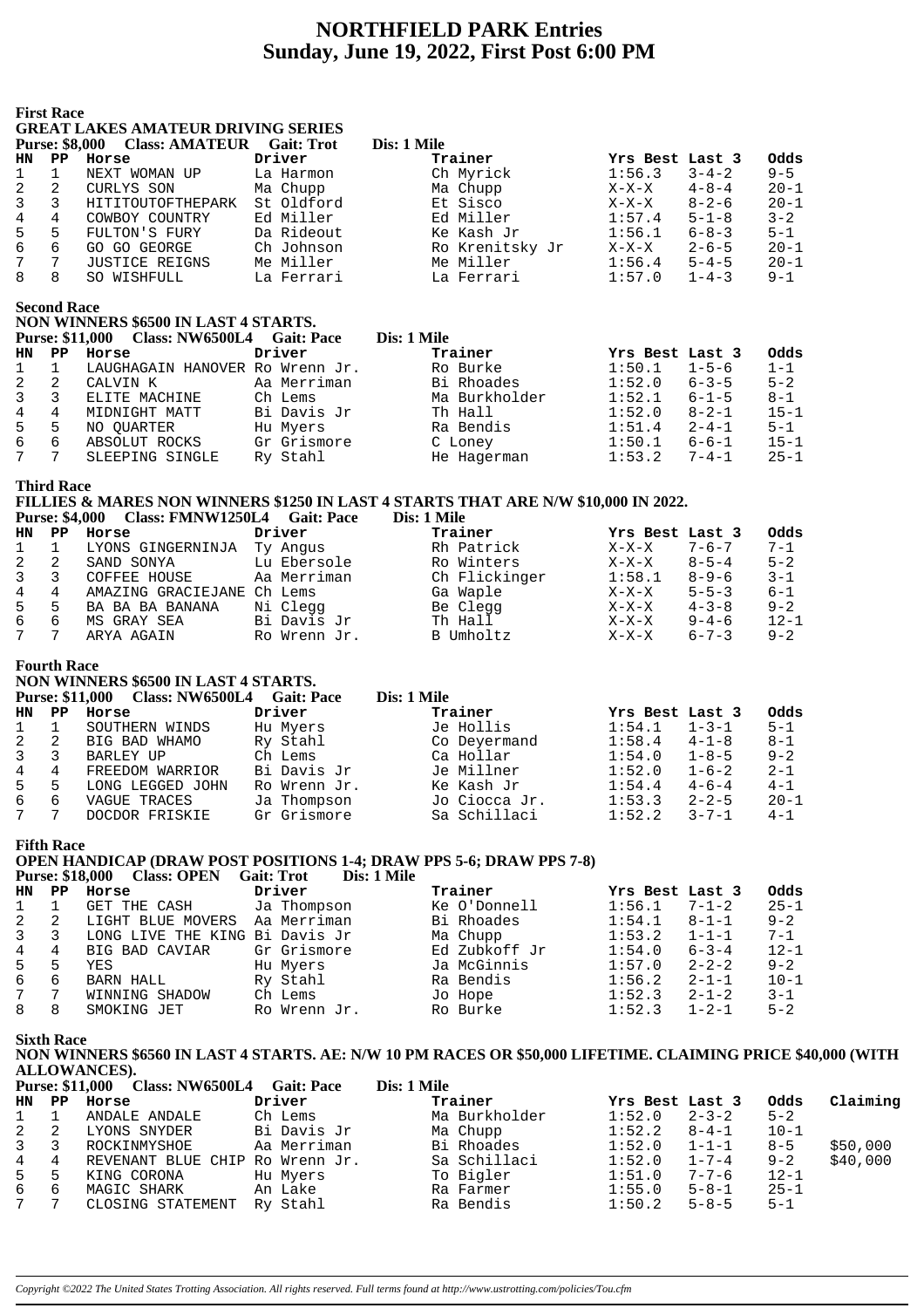# NORTHFIELD PARK Entries
## Sunday, June 19, 2022, First Post 6:00 PM

### First Race

**GREAT LAKES AMATEUR DRIVING SERIES**

**Purse: $8,000 Class: AMATEUR Gait: Trot Dis: 1 Mile**

| HN | PP | Horse | Driver | Trainer | Yrs Best | Last 3 | Odds |
|---|---|---|---|---|---|---|---|
| 1 | 1 | NEXT WOMAN UP | La Harmon | Ch Myrick | 1:56.3 | 3-4-2 | 9-5 |
| 2 | 2 | CURLYS SON | Ma Chupp | Ma Chupp | X-X-X | 4-8-4 | 20-1 |
| 3 | 3 | HITITOUTOFTHEPARK | St Oldford | Et Sisco | X-X-X | 8-2-6 | 20-1 |
| 4 | 4 | COWBOY COUNTRY | Ed Miller | Ed Miller | 1:57.4 | 5-1-8 | 3-2 |
| 5 | 5 | FULTON'S FURY | Da Rideout | Ke Kash Jr | 1:56.1 | 6-8-3 | 5-1 |
| 6 | 6 | GO GO GEORGE | Ch Johnson | Ro Krenitsky Jr | X-X-X | 2-6-5 | 20-1 |
| 7 | 7 | JUSTICE REIGNS | Me Miller | Me Miller | 1:56.4 | 5-4-5 | 20-1 |
| 8 | 8 | SO WISHFULL | La Ferrari | La Ferrari | 1:57.0 | 1-4-3 | 9-1 |

### Second Race

**NON WINNERS $6500 IN LAST 4 STARTS.**

**Purse: $11,000 Class: NW6500L4 Gait: Pace Dis: 1 Mile**

| HN | PP | Horse | Driver | Trainer | Yrs Best | Last 3 | Odds |
|---|---|---|---|---|---|---|---|
| 1 | 1 | LAUGHAGAIN HANOVER | Ro Wrenn Jr. | Ro Burke | 1:50.1 | 1-5-6 | 1-1 |
| 2 | 2 | CALVIN K | Aa Merriman | Bi Rhoades | 1:52.0 | 6-3-5 | 5-2 |
| 3 | 3 | ELITE MACHINE | Ch Lems | Ma Burkholder | 1:52.1 | 6-1-5 | 8-1 |
| 4 | 4 | MIDNIGHT MATT | Bi Davis Jr | Th Hall | 1:52.0 | 8-2-1 | 15-1 |
| 5 | 5 | NO QUARTER | Hu Myers | Ra Bendis | 1:51.4 | 2-4-1 | 5-1 |
| 6 | 6 | ABSOLUT ROCKS | Gr Grismore | C Loney | 1:50.1 | 6-6-1 | 15-1 |
| 7 | 7 | SLEEPING SINGLE | Ry Stahl | He Hagerman | 1:53.2 | 7-4-1 | 25-1 |

### Third Race

**FILLIES & MARES NON WINNERS $1250 IN LAST 4 STARTS THAT ARE N/W $10,000 IN 2022.**

**Purse: $4,000 Class: FMNW1250L4 Gait: Pace Dis: 1 Mile**

| HN | PP | Horse | Driver | Trainer | Yrs Best | Last 3 | Odds |
|---|---|---|---|---|---|---|---|
| 1 | 1 | LYONS GINGERNINJA | Ty Angus | Rh Patrick | X-X-X | 7-6-7 | 7-1 |
| 2 | 2 | SAND SONYA | Lu Ebersole | Ro Winters | X-X-X | 8-5-4 | 5-2 |
| 3 | 3 | COFFEE HOUSE | Aa Merriman | Ch Flickinger | 1:58.1 | 8-9-6 | 3-1 |
| 4 | 4 | AMAZING GRACIEJANE | Ch Lems | Ga Waple | X-X-X | 5-5-3 | 6-1 |
| 5 | 5 | BA BA BA BANANA | Ni Clegg | Be Clegg | X-X-X | 4-3-8 | 9-2 |
| 6 | 6 | MS GRAY SEA | Bi Davis Jr | Th Hall | X-X-X | 9-4-6 | 12-1 |
| 7 | 7 | ARYA AGAIN | Ro Wrenn Jr. | B Umholtz | X-X-X | 6-7-3 | 9-2 |

### Fourth Race

**NON WINNERS $6500 IN LAST 4 STARTS.**

**Purse: $11,000 Class: NW6500L4 Gait: Pace Dis: 1 Mile**

| HN | PP | Horse | Driver | Trainer | Yrs Best | Last 3 | Odds |
|---|---|---|---|---|---|---|---|
| 1 | 1 | SOUTHERN WINDS | Hu Myers | Je Hollis | 1:54.1 | 1-3-1 | 5-1 |
| 2 | 2 | BIG BAD WHAMO | Ry Stahl | Co Deyermand | 1:58.4 | 4-1-8 | 8-1 |
| 3 | 3 | BARLEY UP | Ch Lems | Ca Hollar | 1:54.0 | 1-8-5 | 9-2 |
| 4 | 4 | FREEDOM WARRIOR | Bi Davis Jr | Je Millner | 1:52.0 | 1-6-2 | 2-1 |
| 5 | 5 | LONG LEGGED JOHN | Ro Wrenn Jr. | Ke Kash Jr | 1:54.4 | 4-6-4 | 4-1 |
| 6 | 6 | VAGUE TRACES | Ja Thompson | Jo Ciocca Jr. | 1:53.3 | 2-2-5 | 20-1 |
| 7 | 7 | DOCDOR FRISKIE | Gr Grismore | Sa Schillaci | 1:52.2 | 3-7-1 | 4-1 |

### Fifth Race

**OPEN HANDICAP (DRAW POST POSITIONS 1-4; DRAW PPS 5-6; DRAW PPS 7-8)**

**Purse: $18,000 Class: OPEN Gait: Trot Dis: 1 Mile**

| HN | PP | Horse | Driver | Trainer | Yrs Best | Last 3 | Odds |
|---|---|---|---|---|---|---|---|
| 1 | 1 | GET THE CASH | Ja Thompson | Ke O'Donnell | 1:56.1 | 7-1-2 | 25-1 |
| 2 | 2 | LIGHT BLUE MOVERS | Aa Merriman | Bi Rhoades | 1:54.1 | 8-1-1 | 9-2 |
| 3 | 3 | LONG LIVE THE KING | Bi Davis Jr | Ma Chupp | 1:53.2 | 1-1-1 | 7-1 |
| 4 | 4 | BIG BAD CAVIAR | Gr Grismore | Ed Zubkoff Jr | 1:54.0 | 6-3-4 | 12-1 |
| 5 | 5 | YES | Hu Myers | Ja McGinnis | 1:57.0 | 2-2-2 | 9-2 |
| 6 | 6 | BARN HALL | Ry Stahl | Ra Bendis | 1:56.2 | 2-1-1 | 10-1 |
| 7 | 7 | WINNING SHADOW | Ch Lems | Jo Hope | 1:52.3 | 2-1-2 | 3-1 |
| 8 | 8 | SMOKING JET | Ro Wrenn Jr. | Ro Burke | 1:52.3 | 1-2-1 | 5-2 |

### Sixth Race

**NON WINNERS $6560 IN LAST 4 STARTS. AE: N/W 10 PM RACES OR $50,000 LIFETIME. CLAIMING PRICE $40,000 (WITH ALLOWANCES).**

**Purse: $11,000 Class: NW6500L4 Gait: Pace Dis: 1 Mile**

| HN | PP | Horse | Driver | Trainer | Yrs Best | Last 3 | Odds | Claiming |
|---|---|---|---|---|---|---|---|---|
| 1 | 1 | ANDALE ANDALE | Ch Lems | Ma Burkholder | 1:52.0 | 2-3-2 | 5-2 | |
| 2 | 2 | LYONS SNYDER | Bi Davis Jr | Ma Chupp | 1:52.2 | 8-4-1 | 10-1 | |
| 3 | 3 | ROCKINMYSHOE | Aa Merriman | Bi Rhoades | 1:52.0 | 1-1-1 | 8-5 | $50,000 |
| 4 | 4 | REVENANT BLUE CHIP | Ro Wrenn Jr. | Sa Schillaci | 1:52.0 | 1-7-4 | 9-2 | $40,000 |
| 5 | 5 | KING CORONA | Hu Myers | To Bigler | 1:51.0 | 7-7-6 | 12-1 | |
| 6 | 6 | MAGIC SHARK | An Lake | Ra Farmer | 1:55.0 | 5-8-1 | 25-1 | |
| 7 | 7 | CLOSING STATEMENT | Ry Stahl | Ra Bendis | 1:50.2 | 5-8-5 | 5-1 | |

*Copyright ©2022 The United States Trotting Association. All rights reserved. Full terms found at http://www.ustrotting.com/policies/Tou.cfm*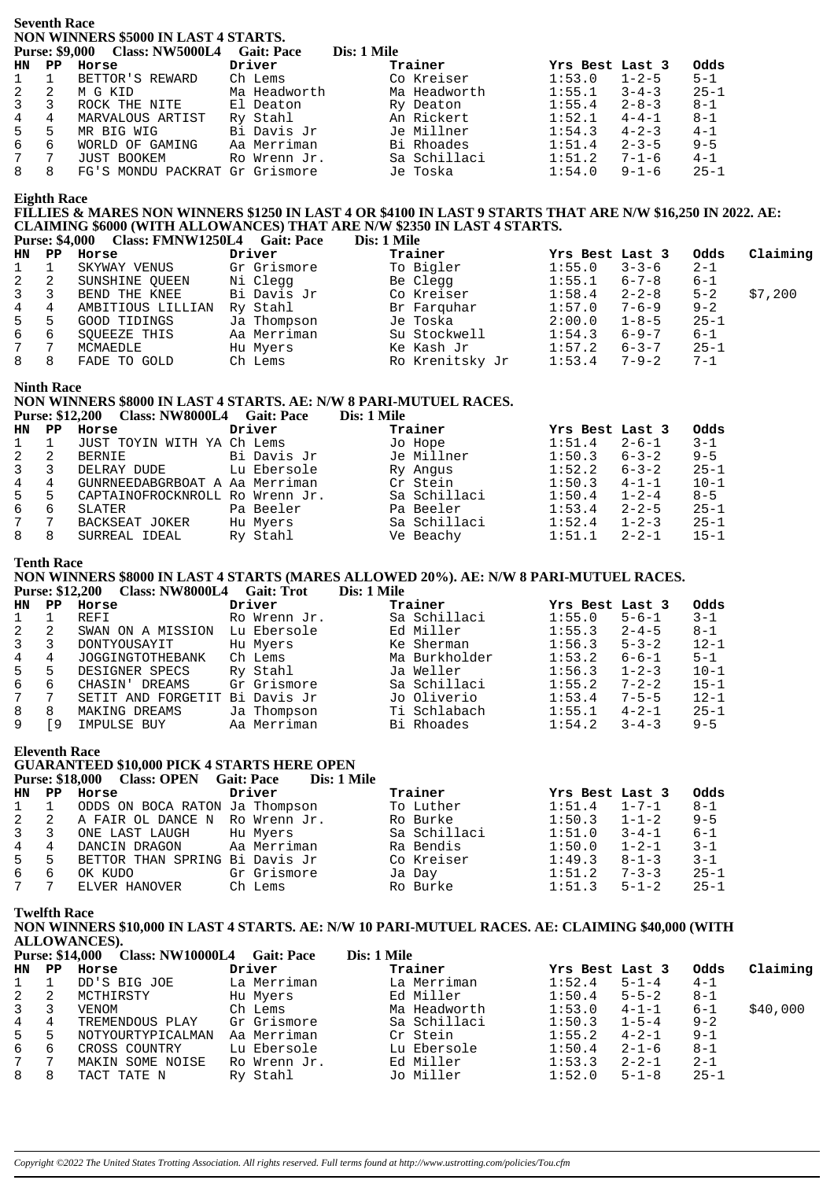## Seventh Race

**NON WINNERS $5000 IN LAST 4 STARTS.**

**Purse: $9,000 Class: NW5000L4 Gait: Pace Dis: 1 Mile**

| HN | PP | Horse | Driver | Trainer | Yrs Best | Last 3 | Odds |
|---|---|---|---|---|---|---|---|
| 1 | 1 | BETTOR'S REWARD | Ch Lems | Co Kreiser | 1:53.0 | 1-2-5 | 5-1 |
| 2 | 2 | M G KID | Ma Headworth | Ma Headworth | 1:55.1 | 3-4-3 | 25-1 |
| 3 | 3 | ROCK THE NITE | El Deaton | Ry Deaton | 1:55.4 | 2-8-3 | 8-1 |
| 4 | 4 | MARVALOUS ARTIST | Ry Stahl | An Rickert | 1:52.1 | 4-4-1 | 8-1 |
| 5 | 5 | MR BIG WIG | Bi Davis Jr | Je Millner | 1:54.3 | 4-2-3 | 4-1 |
| 6 | 6 | WORLD OF GAMING | Aa Merriman | Bi Rhoades | 1:51.4 | 2-3-5 | 9-5 |
| 7 | 7 | JUST BOOKEM | Ro Wrenn Jr. | Sa Schillaci | 1:51.2 | 7-1-6 | 4-1 |
| 8 | 8 | FG'S MONDU PACKRAT | Gr Grismore | Je Toska | 1:54.0 | 9-1-6 | 25-1 |

## Eighth Race

**FILLIES & MARES NON WINNERS $1250 IN LAST 4 OR $4100 IN LAST 9 STARTS THAT ARE N/W $16,250 IN 2022. AE: CLAIMING $6000 (WITH ALLOWANCES) THAT ARE N/W $2350 IN LAST 4 STARTS.**

**Purse: $4,000 Class: FMNW1250L4 Gait: Pace Dis: 1 Mile**

| HN | PP | Horse | Driver | Trainer | Yrs Best | Last 3 | Odds | Claiming |
|---|---|---|---|---|---|---|---|---|
| 1 | 1 | SKYWAY VENUS | Gr Grismore | To Bigler | 1:55.0 | 3-3-6 | 2-1 | |
| 2 | 2 | SUNSHINE QUEEN | Ni Clegg | Be Clegg | 1:55.1 | 6-7-8 | 6-1 | |
| 3 | 3 | BEND THE KNEE | Bi Davis Jr | Co Kreiser | 1:58.4 | 2-2-8 | 5-2 | $7,200 |
| 4 | 4 | AMBITIOUS LILLIAN | Ry Stahl | Br Farquhar | 1:57.0 | 7-6-9 | 9-2 | |
| 5 | 5 | GOOD TIDINGS | Ja Thompson | Je Toska | 2:00.0 | 1-8-5 | 25-1 | |
| 6 | 6 | SQUEEZE THIS | Aa Merriman | Su Stockwell | 1:54.3 | 6-9-7 | 6-1 | |
| 7 | 7 | MCMAEDLE | Hu Myers | Ke Kash Jr | 1:57.2 | 6-3-7 | 25-1 | |
| 8 | 8 | FADE TO GOLD | Ch Lems | Ro Krenitsky Jr | 1:53.4 | 7-9-2 | 7-1 | |

## Ninth Race

**NON WINNERS $8000 IN LAST 4 STARTS. AE: N/W 8 PARI-MUTUEL RACES.**

**Purse: $12,200 Class: NW8000L4 Gait: Pace Dis: 1 Mile**

| HN | PP | Horse | Driver | Trainer | Yrs Best | Last 3 | Odds |
|---|---|---|---|---|---|---|---|
| 1 | 1 | JUST TOYIN WITH YA | Ch Lems | Jo Hope | 1:51.4 | 2-6-1 | 3-1 |
| 2 | 2 | BERNIE | Bi Davis Jr | Je Millner | 1:50.3 | 6-3-2 | 9-5 |
| 3 | 3 | DELRAY DUDE | Lu Ebersole | Ry Angus | 1:52.2 | 6-3-2 | 25-1 |
| 4 | 4 | GUNRNEEDABGRBOAT | Aa Merriman | Cr Stein | 1:50.3 | 4-1-1 | 10-1 |
| 5 | 5 | CAPTAINOFROCKNROLL | Ro Wrenn Jr. | Sa Schillaci | 1:50.4 | 1-2-4 | 8-5 |
| 6 | 6 | SLATER | Pa Beeler | Pa Beeler | 1:53.4 | 2-2-5 | 25-1 |
| 7 | 7 | BACKSEAT JOKER | Hu Myers | Sa Schillaci | 1:52.4 | 1-2-3 | 25-1 |
| 8 | 8 | SURREAL IDEAL | Ry Stahl | Ve Beachy | 1:51.1 | 2-2-1 | 15-1 |

## Tenth Race

**NON WINNERS $8000 IN LAST 4 STARTS (MARES ALLOWED 20%). AE: N/W 8 PARI-MUTUEL RACES.**

**Purse: $12,200 Class: NW8000L4 Gait: Trot Dis: 1 Mile**

| HN | PP | Horse | Driver | Trainer | Yrs Best | Last 3 | Odds |
|---|---|---|---|---|---|---|---|
| 1 | 1 | REFI | Ro Wrenn Jr. | Sa Schillaci | 1:55.0 | 5-6-1 | 3-1 |
| 2 | 2 | SWAN ON A MISSION | Lu Ebersole | Ed Miller | 1:55.3 | 2-4-5 | 8-1 |
| 3 | 3 | DONTYOUSAYIT | Hu Myers | Ke Sherman | 1:56.3 | 5-3-2 | 12-1 |
| 4 | 4 | JOGGINGTOTHEBANK | Ch Lems | Ma Burkholder | 1:53.2 | 6-6-1 | 5-1 |
| 5 | 5 | DESIGNER SPECS | Ry Stahl | Ja Weller | 1:56.3 | 1-2-3 | 10-1 |
| 6 | 6 | CHASIN' DREAMS | Gr Grismore | Sa Schillaci | 1:55.2 | 7-2-2 | 15-1 |
| 7 | 7 | SETIT AND FORGETIT | Bi Davis Jr | Jo Oliverio | 1:53.4 | 7-5-5 | 12-1 |
| 8 | 8 | MAKING DREAMS | Ja Thompson | Ti Schlabach | 1:55.1 | 4-2-1 | 25-1 |
| 9 | [9 | IMPULSE BUY | Aa Merriman | Bi Rhoades | 1:54.2 | 3-4-3 | 9-5 |

## Eleventh Race

**GUARANTEED $10,000 PICK 4 STARTS HERE OPEN**

**Purse: $18,000 Class: OPEN Gait: Pace Dis: 1 Mile**

| HN | PP | Horse | Driver | Trainer | Yrs Best | Last 3 | Odds |
|---|---|---|---|---|---|---|---|
| 1 | 1 | ODDS ON BOCA RATON | Ja Thompson | To Luther | 1:51.4 | 1-7-1 | 8-1 |
| 2 | 2 | A FAIR OL DANCE N | Ro Wrenn Jr. | Ro Burke | 1:50.3 | 1-1-2 | 9-5 |
| 3 | 3 | ONE LAST LAUGH | Hu Myers | Sa Schillaci | 1:51.0 | 3-4-1 | 6-1 |
| 4 | 4 | DANCIN DRAGON | Aa Merriman | Ra Bendis | 1:50.0 | 1-2-1 | 3-1 |
| 5 | 5 | BETTOR THAN SPRING | Bi Davis Jr | Co Kreiser | 1:49.3 | 8-1-3 | 3-1 |
| 6 | 6 | OK KUDO | Gr Grismore | Ja Day | 1:51.2 | 7-3-3 | 25-1 |
| 7 | 7 | ELVER HANOVER | Ch Lems | Ro Burke | 1:51.3 | 5-1-2 | 25-1 |

## Twelfth Race

**NON WINNERS $10,000 IN LAST 4 STARTS. AE: N/W 10 PARI-MUTUEL RACES. AE: CLAIMING $40,000 (WITH ALLOWANCES).**

**Purse: $14,000 Class: NW10000L4 Gait: Pace Dis: 1 Mile**

| HN | PP | Horse | Driver | Trainer | Yrs Best | Last 3 | Odds | Claiming |
|---|---|---|---|---|---|---|---|---|
| 1 | 1 | DD'S BIG JOE | La Merriman | La Merriman | 1:52.4 | 5-1-4 | 4-1 | |
| 2 | 2 | MCTHIRSTY | Hu Myers | Ed Miller | 1:50.4 | 5-5-2 | 8-1 | |
| 3 | 3 | VENOM | Ch Lems | Ma Headworth | 1:53.0 | 4-1-1 | 6-1 | $40,000 |
| 4 | 4 | TREMENDOUS PLAY | Gr Grismore | Sa Schillaci | 1:50.3 | 1-5-4 | 9-2 | |
| 5 | 5 | NOTYOURTYPICALMAN | Aa Merriman | Cr Stein | 1:55.2 | 4-2-1 | 9-1 | |
| 6 | 6 | CROSS COUNTRY | Lu Ebersole | Lu Ebersole | 1:50.4 | 2-1-6 | 8-1 | |
| 7 | 7 | MAKIN SOME NOISE | Ro Wrenn Jr. | Ed Miller | 1:53.3 | 2-2-1 | 2-1 | |
| 8 | 8 | TACT TATE N | Ry Stahl | Jo Miller | 1:52.0 | 5-1-8 | 25-1 | |

*Copyright ©2022 The United States Trotting Association. All rights reserved. Full terms found at http://www.ustrotting.com/policies/Tou.cfm*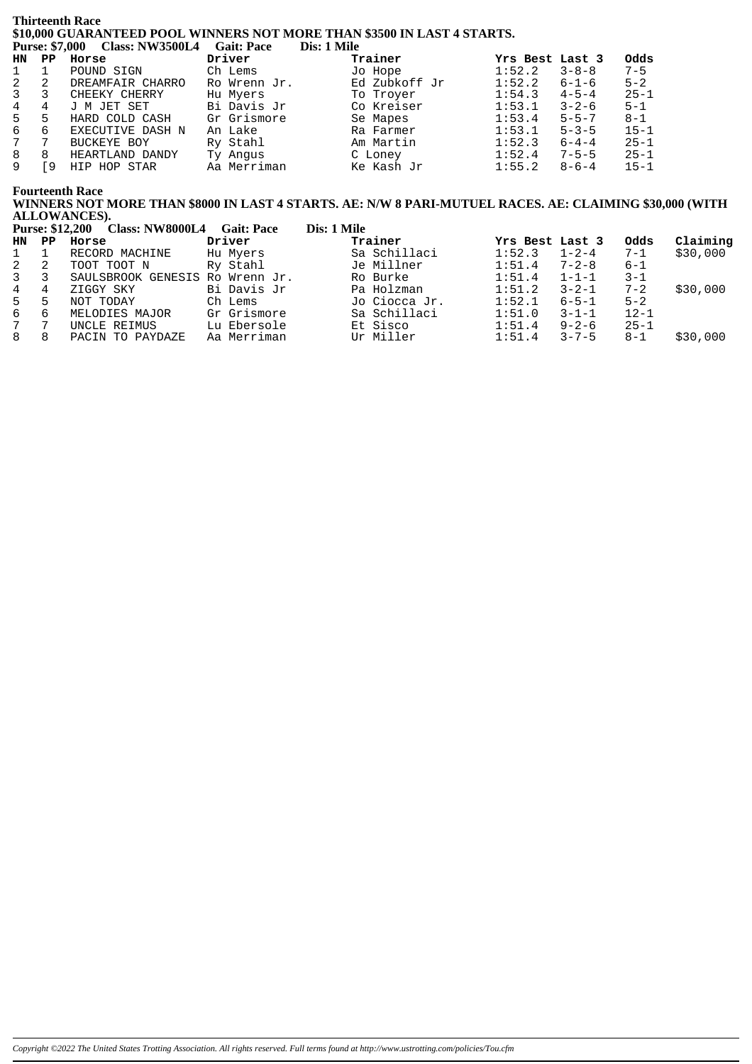### Thirteenth Race

**$10,000 GUARANTEED POOL WINNERS NOT MORE THAN $3500 IN LAST 4 STARTS.**

**Purse: $7,000 Class: NW3500L4 Gait: Pace Dis: 1 Mile**

| HN | PP | Horse | Driver | Trainer | Yrs Best | Last 3 | Odds |
|---|---|---|---|---|---|---|---|
| 1 | 1 | POUND SIGN | Ch Lems | Jo Hope | 1:52.2 | 3-8-8 | 7-5 |
| 2 | 2 | DREAMFAIR CHARRO | Ro Wrenn Jr. | Ed Zubkoff Jr | 1:52.2 | 6-1-6 | 5-2 |
| 3 | 3 | CHEEKY CHERRY | Hu Myers | To Troyer | 1:54.3 | 4-5-4 | 25-1 |
| 4 | 4 | J M JET SET | Bi Davis Jr | Co Kreiser | 1:53.1 | 3-2-6 | 5-1 |
| 5 | 5 | HARD COLD CASH | Gr Grismore | Se Mapes | 1:53.4 | 5-5-7 | 8-1 |
| 6 | 6 | EXECUTIVE DASH N | An Lake | Ra Farmer | 1:53.1 | 5-3-5 | 15-1 |
| 7 | 7 | BUCKEYE BOY | Ry Stahl | Am Martin | 1:52.3 | 6-4-4 | 25-1 |
| 8 | 8 | HEARTLAND DANDY | Ty Angus | C Loney | 1:52.4 | 7-5-5 | 25-1 |
| 9 | [9 | HIP HOP STAR | Aa Merriman | Ke Kash Jr | 1:55.2 | 8-6-4 | 15-1 |

### Fourteenth Race

**WINNERS NOT MORE THAN $8000 IN LAST 4 STARTS. AE: N/W 8 PARI-MUTUEL RACES. AE: CLAIMING $30,000 (WITH ALLOWANCES).**

**Purse: $12,200 Class: NW8000L4 Gait: Pace Dis: 1 Mile**

| HN | PP | Horse | Driver | Trainer | Yrs Best | Last 3 | Odds | Claiming |
|---|---|---|---|---|---|---|---|---|
| 1 | 1 | RECORD MACHINE | Hu Myers | Sa Schillaci | 1:52.3 | 1-2-4 | 7-1 | $30,000 |
| 2 | 2 | TOOT TOOT N | Ry Stahl | Je Millner | 1:51.4 | 7-2-8 | 6-1 | |
| 3 | 3 | SAULSBROOK GENESIS | Ro Wrenn Jr. | Ro Burke | 1:51.4 | 1-1-1 | 3-1 | |
| 4 | 4 | ZIGGY SKY | Bi Davis Jr | Pa Holzman | 1:51.2 | 3-2-1 | 7-2 | $30,000 |
| 5 | 5 | NOT TODAY | Ch Lems | Jo Ciocca Jr. | 1:52.1 | 6-5-1 | 5-2 | |
| 6 | 6 | MELODIES MAJOR | Gr Grismore | Sa Schillaci | 1:51.0 | 3-1-1 | 12-1 | |
| 7 | 7 | UNCLE REIMUS | Lu Ebersole | Et Sisco | 1:51.4 | 9-2-6 | 25-1 | |
| 8 | 8 | PACIN TO PAYDAZE | Aa Merriman | Ur Miller | 1:51.4 | 3-7-5 | 8-1 | $30,000 |

*Copyright ©2022 The United States Trotting Association. All rights reserved. Full terms found at http://www.ustrotting.com/policies/Tou.cfm*